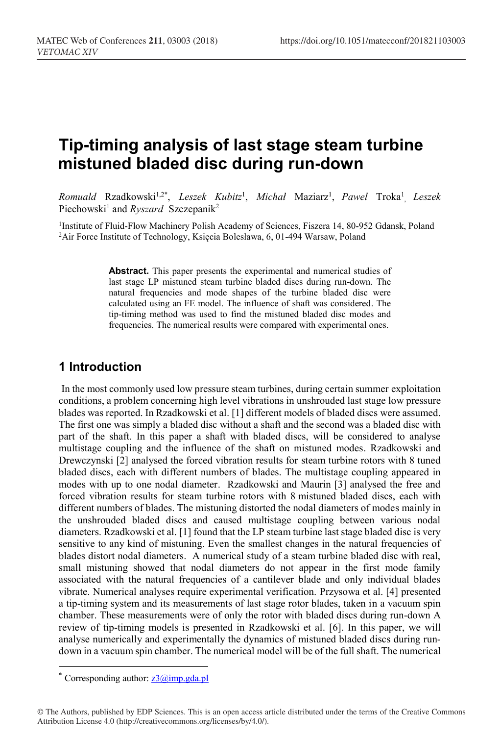# Tip-timing analysis of last stage steam turbine mistuned bladed disc during run-down

*Romuald* Rzadkowski[1,2*], *Leszek Kubitz*[1], *Michał* Maziarz[1], *Pawel* Troka[1], *Leszek* Piechowski[1] and *Ryszard* Szczepanik[2]

[1]Institute of Fluid-Flow Machinery Polish Academy of Sciences, Fiszera 14, 80-952 Gdansk, Poland
[2]Air Force Institute of Technology, Księcia Bolesława, 6, 01-494 Warsaw, Poland

**Abstract.** This paper presents the experimental and numerical studies of last stage LP mistuned steam turbine bladed discs during run-down. The natural frequencies and mode shapes of the turbine bladed disc were calculated using an FE model. The influence of shaft was considered. The tip-timing method was used to find the mistuned bladed disc modes and frequencies. The numerical results were compared with experimental ones.

## 1 Introduction

In the most commonly used low pressure steam turbines, during certain summer exploitation conditions, a problem concerning high level vibrations in unshrouded last stage low pressure blades was reported. In Rzadkowski et al. [1] different models of bladed discs were assumed. The first one was simply a bladed disc without a shaft and the second was a bladed disc with part of the shaft. In this paper a shaft with bladed discs, will be considered to analyse multistage coupling and the influence of the shaft on mistuned modes. Rzadkowski and Drewczynski [2] analysed the forced vibration results for steam turbine rotors with 8 tuned bladed discs, each with different numbers of blades. The multistage coupling appeared in modes with up to one nodal diameter. Rzadkowski and Maurin [3] analysed the free and forced vibration results for steam turbine rotors with 8 mistuned bladed discs, each with different numbers of blades. The mistuning distorted the nodal diameters of modes mainly in the unshrouded bladed discs and caused multistage coupling between various nodal diameters. Rzadkowski et al. [1] found that the LP steam turbine last stage bladed disc is very sensitive to any kind of mistuning. Even the smallest changes in the natural frequencies of blades distort nodal diameters. A numerical study of a steam turbine bladed disc with real, small mistuning showed that nodal diameters do not appear in the first mode family associated with the natural frequencies of a cantilever blade and only individual blades vibrate. Numerical analyses require experimental verification. Przysowa et al. [4] presented a tip-timing system and its measurements of last stage rotor blades, taken in a vacuum spin chamber. These measurements were of only the rotor with bladed discs during run-down A review of tip-timing models is presented in Rzadkowski et al. [6]. In this paper, we will analyse numerically and experimentally the dynamics of mistuned bladed discs during run-down in a vacuum spin chamber. The numerical model will be of the full shaft. The numerical

---

* Corresponding author: z3@imp.gda.pl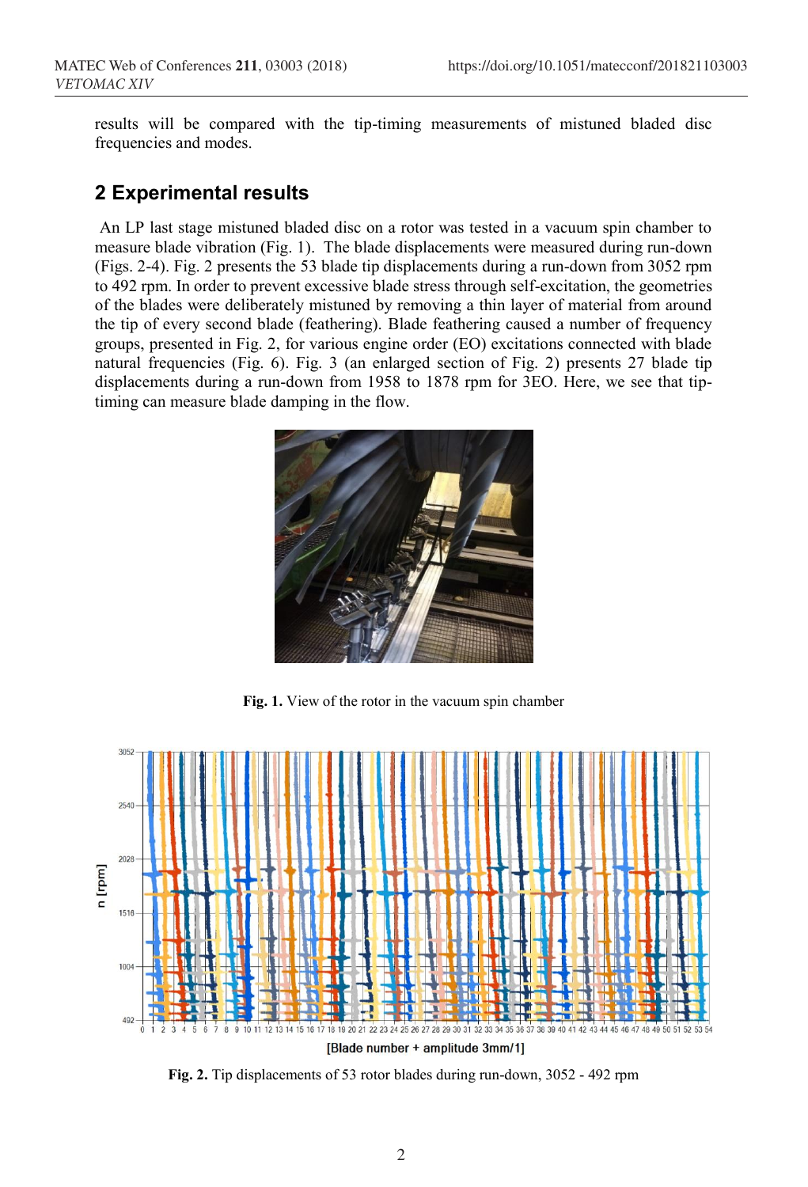results will be compared with the tip-timing measurements of mistuned bladed disc frequencies and modes.

## 2 Experimental results

An LP last stage mistuned bladed disc on a rotor was tested in a vacuum spin chamber to measure blade vibration (Fig. 1). The blade displacements were measured during run-down (Figs. 2-4). Fig. 2 presents the 53 blade tip displacements during a run-down from 3052 rpm to 492 rpm. In order to prevent excessive blade stress through self-excitation, the geometries of the blades were deliberately mistuned by removing a thin layer of material from around the tip of every second blade (feathering). Blade feathering caused a number of frequency groups, presented in Fig. 2, for various engine order (EO) excitations connected with blade natural frequencies (Fig. 6). Fig. 3 (an enlarged section of Fig. 2) presents 27 blade tip displacements during a run-down from 1958 to 1878 rpm for 3EO. Here, we see that tip-timing can measure blade damping in the flow.

**Fig. 1.** View of the rotor in the vacuum spin chamber

**Fig. 2.** Tip displacements of 53 rotor blades during run-down, 3052 - 492 rpm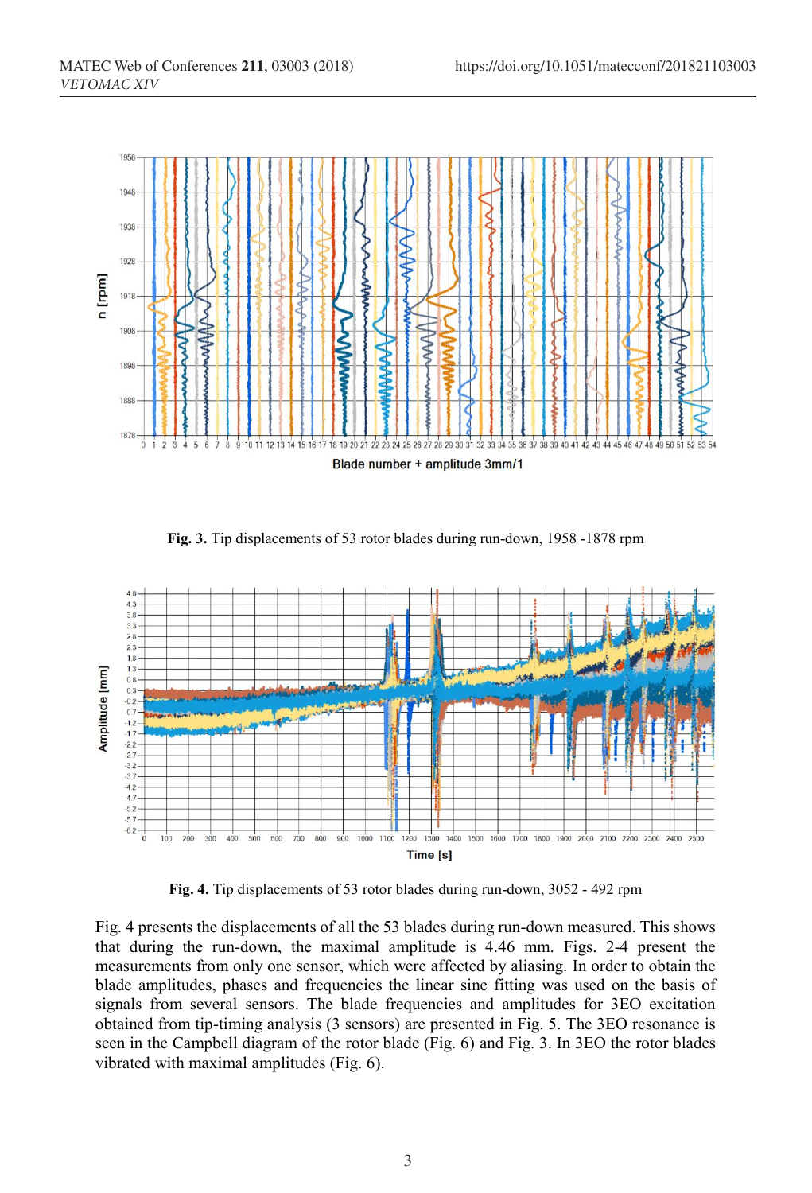**Fig. 3.** Tip displacements of 53 rotor blades during run-down, 1958 -1878 rpm

**Fig. 4.** Tip displacements of 53 rotor blades during run-down, 3052 - 492 rpm

Fig. 4 presents the displacements of all the 53 blades during run-down measured. This shows that during the run-down, the maximal amplitude is 4.46 mm. Figs. 2-4 present the measurements from only one sensor, which were affected by aliasing. In order to obtain the blade amplitudes, phases and frequencies the linear sine fitting was used on the basis of signals from several sensors. The blade frequencies and amplitudes for 3EO excitation obtained from tip-timing analysis (3 sensors) are presented in Fig. 5. The 3EO resonance is seen in the Campbell diagram of the rotor blade (Fig. 6) and Fig. 3. In 3EO the rotor blades vibrated with maximal amplitudes (Fig. 6).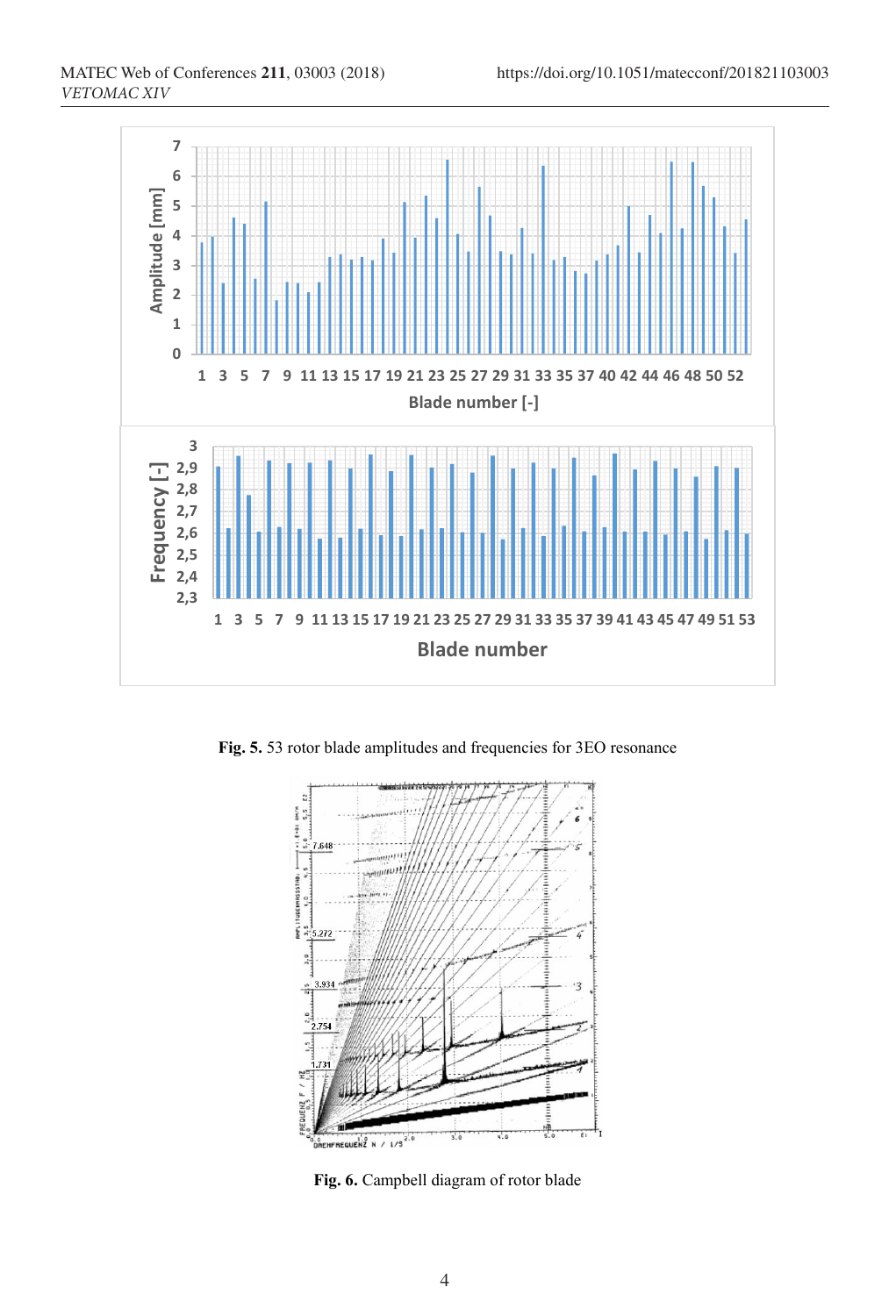Fig. 5. 53 rotor blade amplitudes and frequencies for 3EO resonance

Fig. 6. Campbell diagram of rotor blade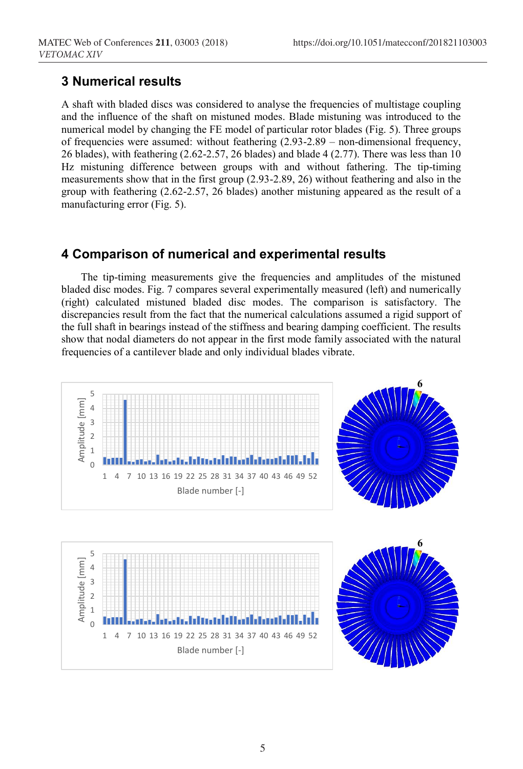## 3 Numerical results

A shaft with bladed discs was considered to analyse the frequencies of multistage coupling and the influence of the shaft on mistuned modes. Blade mistuning was introduced to the numerical model by changing the FE model of particular rotor blades (Fig. 5). Three groups of frequencies were assumed: without feathering (2.93-2.89 – non-dimensional frequency, 26 blades), with feathering (2.62-2.57, 26 blades) and blade 4 (2.77). There was less than 10 Hz mistuning difference between groups with and without fathering. The tip-timing measurements show that in the first group (2.93-2.89, 26) without feathering and also in the group with feathering (2.62-2.57, 26 blades) another mistuning appeared as the result of a manufacturing error (Fig. 5).

## 4 Comparison of numerical and experimental results

The tip-timing measurements give the frequencies and amplitudes of the mistuned bladed disc modes. Fig. 7 compares several experimentally measured (left) and numerically (right) calculated mistuned bladed disc modes. The comparison is satisfactory. The discrepancies result from the fact that the numerical calculations assumed a rigid support of the full shaft in bearings instead of the stiffness and bearing damping coefficient. The results show that nodal diameters do not appear in the first mode family associated with the natural frequencies of a cantilever blade and only individual blades vibrate.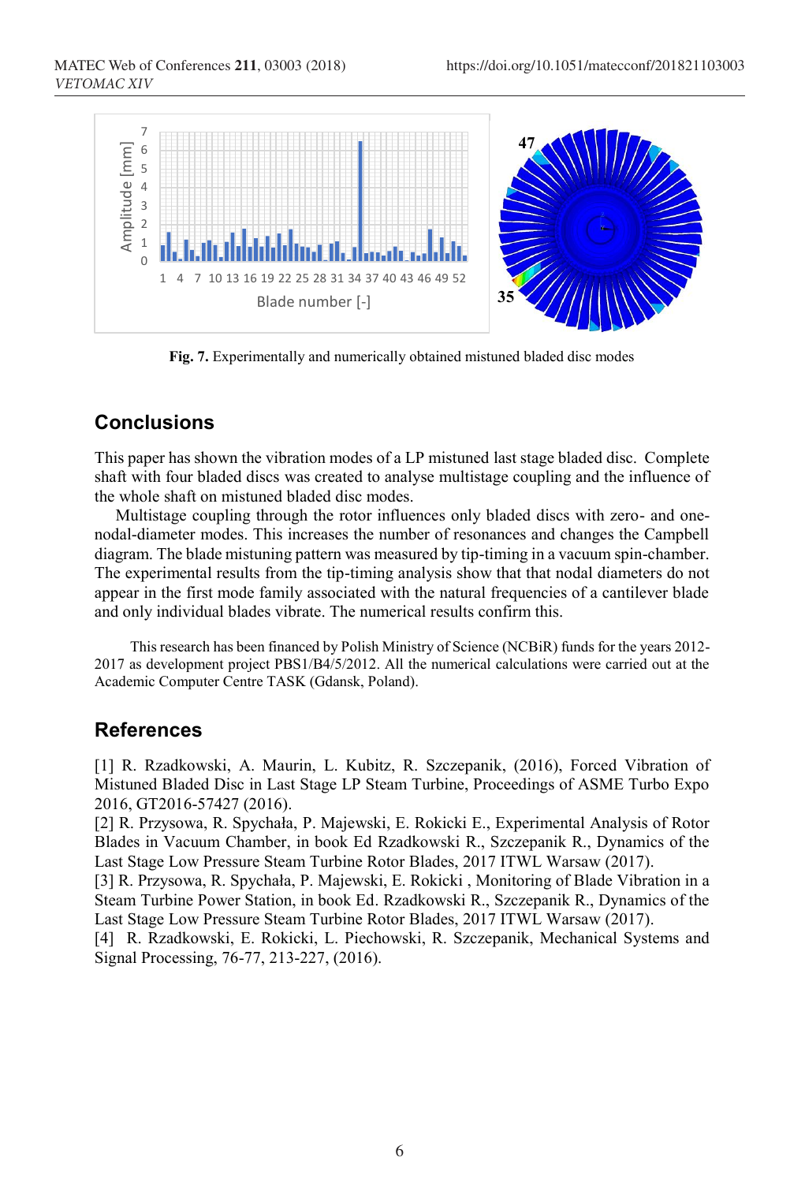Amplitude [mm]

7
6
5
4
3
2
1
0

1 4 7 10 13 16 19 22 25 28 31 34 37 40 43 46 49 52

Blade number [-]

47

35

**Fig. 7.** Experimentally and numerically obtained mistuned bladed disc modes

## Conclusions

This paper has shown the vibration modes of a LP mistuned last stage bladed disc. Complete shaft with four bladed discs was created to analyse multistage coupling and the influence of the whole shaft on mistuned bladed disc modes.

Multistage coupling through the rotor influences only bladed discs with zero- and one-nodal-diameter modes. This increases the number of resonances and changes the Campbell diagram. The blade mistuning pattern was measured by tip-timing in a vacuum spin-chamber. The experimental results from the tip-timing analysis show that that nodal diameters do not appear in the first mode family associated with the natural frequencies of a cantilever blade and only individual blades vibrate. The numerical results confirm this.

This research has been financed by Polish Ministry of Science (NCBiR) funds for the years 2012-2017 as development project PBS1/B4/5/2012. All the numerical calculations were carried out at the Academic Computer Centre TASK (Gdansk, Poland).

## References

[1] R. Rzadkowski, A. Maurin, L. Kubitz, R. Szczepanik, (2016), Forced Vibration of Mistuned Bladed Disc in Last Stage LP Steam Turbine, Proceedings of ASME Turbo Expo 2016, GT2016-57427 (2016).

[2] R. Przysowa, R. Spychała, P. Majewski, E. Rokicki E., Experimental Analysis of Rotor Blades in Vacuum Chamber, in book Ed Rzadkowski R., Szczepanik R., Dynamics of the Last Stage Low Pressure Steam Turbine Rotor Blades, 2017 ITWL Warsaw (2017).

[3] R. Przysowa, R. Spychała, P. Majewski, E. Rokicki , Monitoring of Blade Vibration in a Steam Turbine Power Station, in book Ed. Rzadkowski R., Szczepanik R., Dynamics of the Last Stage Low Pressure Steam Turbine Rotor Blades, 2017 ITWL Warsaw (2017).

[4] R. Rzadkowski, E. Rokicki, L. Piechowski, R. Szczepanik, Mechanical Systems and Signal Processing, 76-77, 213-227, (2016).